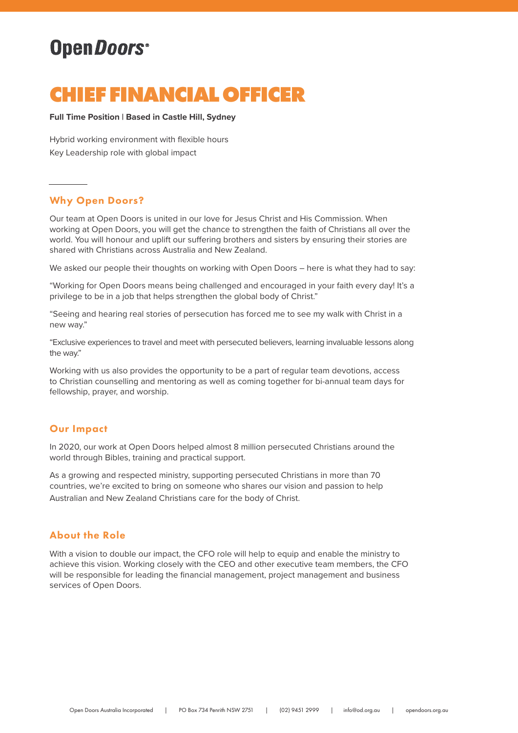Open*Doors*

# CHIEF FINANCIAL OFFICER

**Full Time Position** | **Based in Castle Hill, Sydney**

Hybrid working environment with flexible hours

Key Leadership role with global impact

## Why Open Doors?

Our team at Open Doors is united in our love for Jesus Christ and His Commission. When working at Open Doors, you will get the chance to strengthen the faith of Christians all over the world. You will honour and uplift our suffering brothers and sisters by ensuring their stories are shared with Christians across Australia and New Zealand.

We asked our people their thoughts on working with Open Doors – here is what they had to say:

"Working for Open Doors means being challenged and encouraged in your faith every day! It's a privilege to be in a job that helps strengthen the global body of Christ."

"Seeing and hearing real stories of persecution has forced me to see my walk with Christ in a new way."

"Exclusive experiences to travel and meet with persecuted believers, learning invaluable lessons along the way."

Working with us also provides the opportunity to be a part of regular team devotions, access to Christian counselling and mentoring as well as coming together for bi-annual team days for fellowship, prayer, and worship.

## Our Impact

In 2020, our work at Open Doors helped almost 8 million persecuted Christians around the world through Bibles, training and practical support.

As a growing and respected ministry, supporting persecuted Christians in more than 70 countries, we're excited to bring on someone who shares our vision and passion to help Australian and New Zealand Christians care for the body of Christ.

## About the Role

With a vision to double our impact, the CFO role will help to equip and enable the ministry to achieve this vision. Working closely with the CEO and other executive team members, the CFO will be responsible for leading the financial management, project management and business services of Open Doors.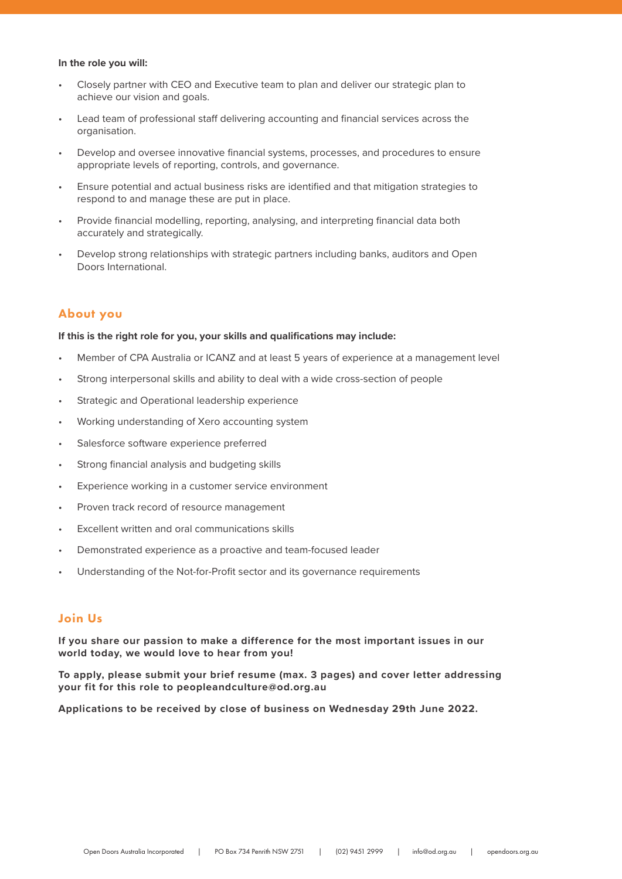**In the role you will:**

- Closely partner with CEO and Executive team to plan and deliver our strategic plan to achieve our vision and goals.
- Lead team of professional staff delivering accounting and financial services across the organisation.
- Develop and oversee innovative financial systems, processes, and procedures to ensure appropriate levels of reporting, controls, and governance.
- Ensure potential and actual business risks are identified and that mitigation strategies to respond to and manage these are put in place.
- Provide financial modelling, reporting, analysing, and interpreting financial data both accurately and strategically.
- Develop strong relationships with strategic partners including banks, auditors and Open Doors International.

## About you

**If this is the right role for you, your skills and qualifications may include:**

- Member of CPA Australia or ICANZ and at least 5 years of experience at a management level
- Strong interpersonal skills and ability to deal with a wide cross-section of people
- Strategic and Operational leadership experience
- Working understanding of Xero accounting system
- Salesforce software experience preferred
- Strong financial analysis and budgeting skills
- Experience working in a customer service environment
- Proven track record of resource management
- Excellent written and oral communications skills
- Demonstrated experience as a proactive and team-focused leader
- Understanding of the Not-for-Profit sector and its governance requirements

## Join Us

**If you share our passion to make a difference for the most important issues in our world today, we would love to hear from you!**

**To apply, please submit your brief resume (max. 3 pages) and cover letter addressing your fit for this role to peopleandculture@od.org.au**

**Applications to be received by close of business on Wednesday 29th June 2022.**

Open Doors Australia Incorporated | PO Box 734 Penrith NSW 2751 | (02) 9451 2999 | info@od.org.au | opendoors.org.au